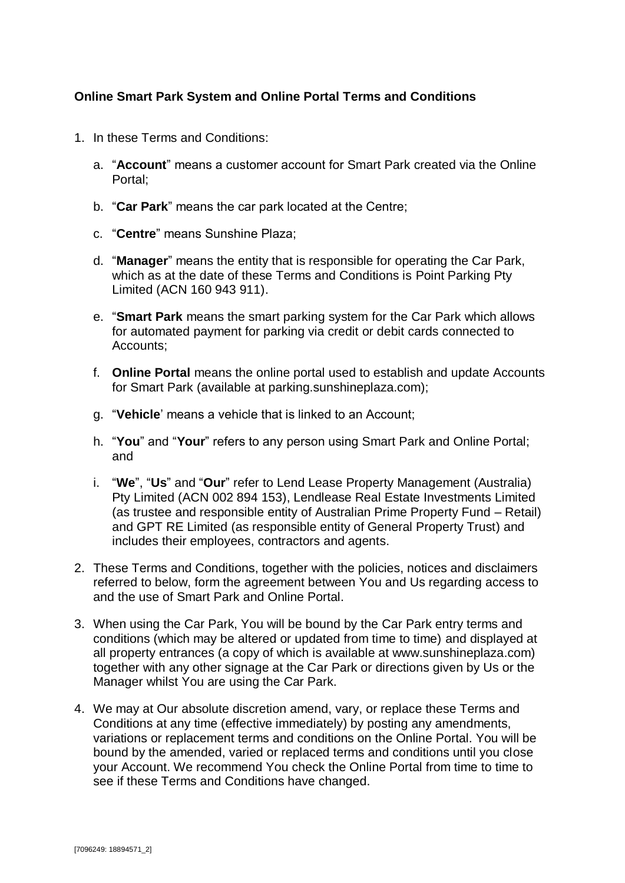**Online Smart Park System and Online Portal Terms and Conditions**

1. In these Terms and Conditions:

   a. "**Account**" means a customer account for Smart Park created via the Online Portal;

   b. "**Car Park**" means the car park located at the Centre;

   c. "**Centre**" means Sunshine Plaza;

   d. "**Manager**" means the entity that is responsible for operating the Car Park, which as at the date of these Terms and Conditions is Point Parking Pty Limited (ACN 160 943 911).

   e. "**Smart Park** means the smart parking system for the Car Park which allows for automated payment for parking via credit or debit cards connected to Accounts;

   f. **Online Portal** means the online portal used to establish and update Accounts for Smart Park (available at parking.sunshineplaza.com);

   g. "**Vehicle**' means a vehicle that is linked to an Account;

   h. "**You**" and "**Your**" refers to any person using Smart Park and Online Portal; and

   i. "**We**", "**Us**" and "**Our**" refer to Lend Lease Property Management (Australia) Pty Limited (ACN 002 894 153), Lendlease Real Estate Investments Limited (as trustee and responsible entity of Australian Prime Property Fund – Retail) and GPT RE Limited (as responsible entity of General Property Trust) and includes their employees, contractors and agents.

2. These Terms and Conditions, together with the policies, notices and disclaimers referred to below, form the agreement between You and Us regarding access to and the use of Smart Park and Online Portal.

3. When using the Car Park, You will be bound by the Car Park entry terms and conditions (which may be altered or updated from time to time) and displayed at all property entrances (a copy of which is available at www.sunshineplaza.com) together with any other signage at the Car Park or directions given by Us or the Manager whilst You are using the Car Park.

4. We may at Our absolute discretion amend, vary, or replace these Terms and Conditions at any time (effective immediately) by posting any amendments, variations or replacement terms and conditions on the Online Portal. You will be bound by the amended, varied or replaced terms and conditions until you close your Account. We recommend You check the Online Portal from time to time to see if these Terms and Conditions have changed.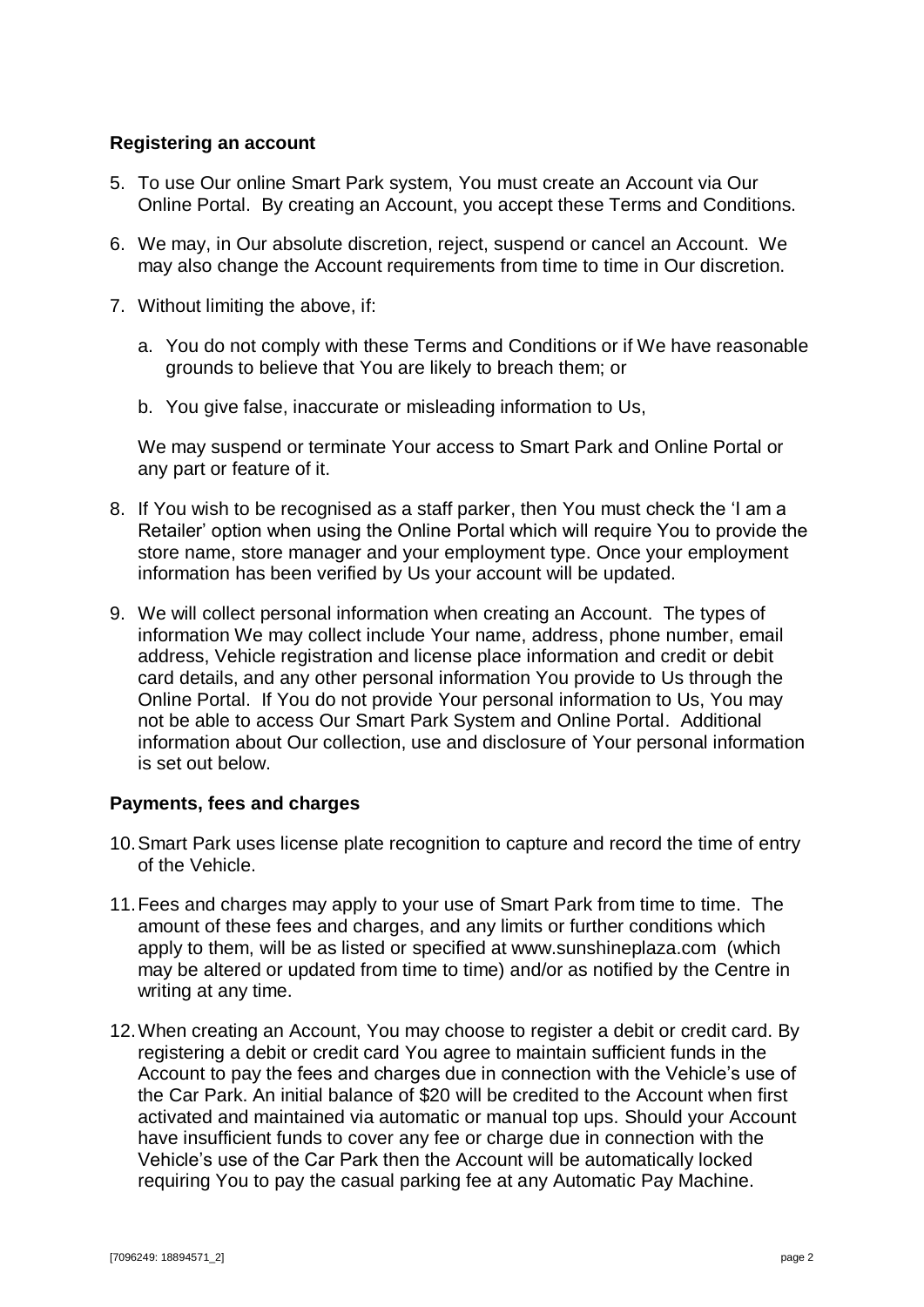### Registering an account

5. To use Our online Smart Park system, You must create an Account via Our Online Portal. By creating an Account, you accept these Terms and Conditions.

6. We may, in Our absolute discretion, reject, suspend or cancel an Account. We may also change the Account requirements from time to time in Our discretion.

7. Without limiting the above, if:

   a. You do not comply with these Terms and Conditions or if We have reasonable grounds to believe that You are likely to breach them; or

   b. You give false, inaccurate or misleading information to Us,

   We may suspend or terminate Your access to Smart Park and Online Portal or any part or feature of it.

8. If You wish to be recognised as a staff parker, then You must check the 'I am a Retailer' option when using the Online Portal which will require You to provide the store name, store manager and your employment type. Once your employment information has been verified by Us your account will be updated.

9. We will collect personal information when creating an Account. The types of information We may collect include Your name, address, phone number, email address, Vehicle registration and license place information and credit or debit card details, and any other personal information You provide to Us through the Online Portal. If You do not provide Your personal information to Us, You may not be able to access Our Smart Park System and Online Portal. Additional information about Our collection, use and disclosure of Your personal information is set out below.

### Payments, fees and charges

10. Smart Park uses license plate recognition to capture and record the time of entry of the Vehicle.

11. Fees and charges may apply to your use of Smart Park from time to time. The amount of these fees and charges, and any limits or further conditions which apply to them, will be as listed or specified at www.sunshineplaza.com (which may be altered or updated from time to time) and/or as notified by the Centre in writing at any time.

12. When creating an Account, You may choose to register a debit or credit card. By registering a debit or credit card You agree to maintain sufficient funds in the Account to pay the fees and charges due in connection with the Vehicle's use of the Car Park. An initial balance of $20 will be credited to the Account when first activated and maintained via automatic or manual top ups. Should your Account have insufficient funds to cover any fee or charge due in connection with the Vehicle's use of the Car Park then the Account will be automatically locked requiring You to pay the casual parking fee at any Automatic Pay Machine.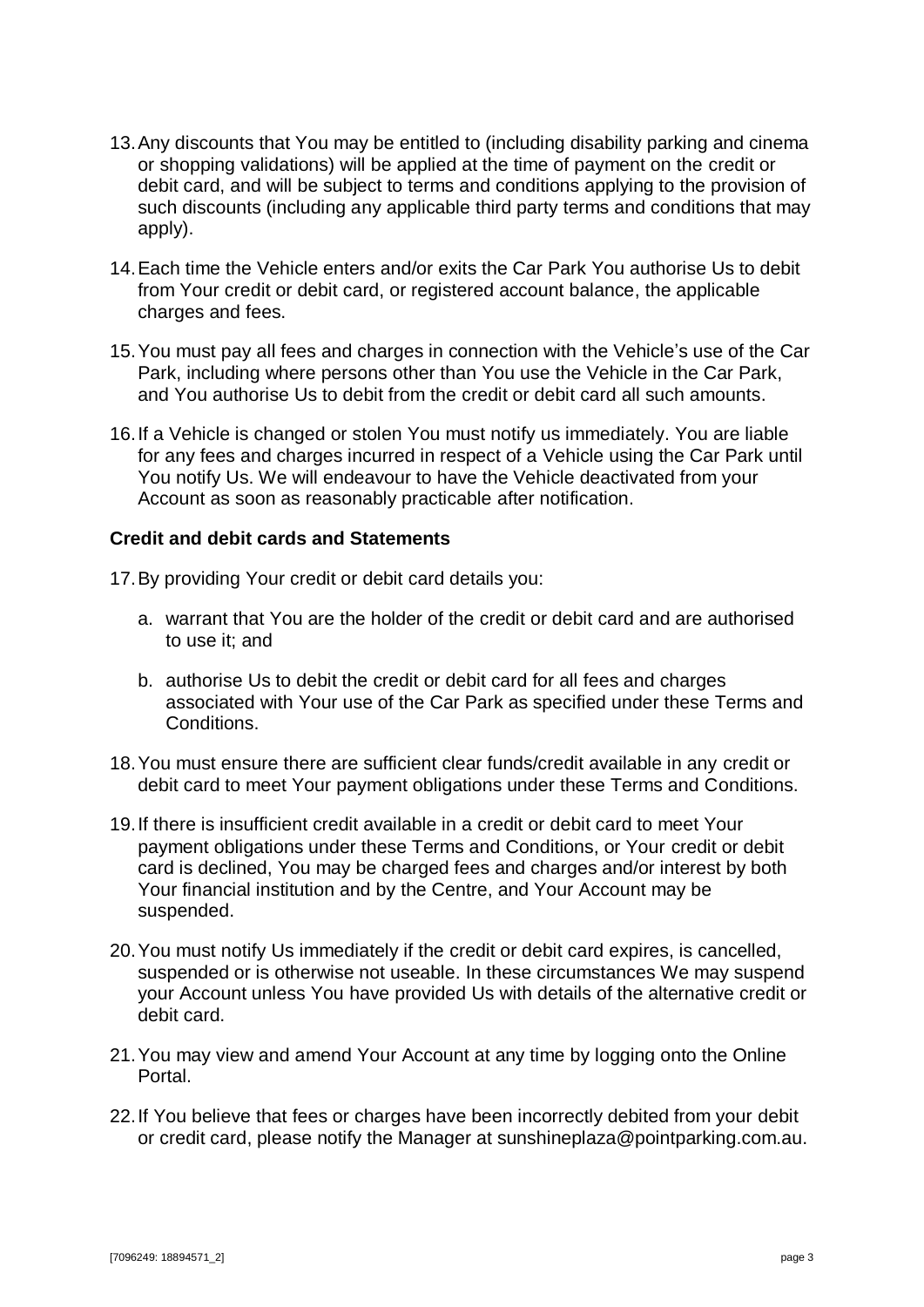13. Any discounts that You may be entitled to (including disability parking and cinema or shopping validations) will be applied at the time of payment on the credit or debit card, and will be subject to terms and conditions applying to the provision of such discounts (including any applicable third party terms and conditions that may apply).

14. Each time the Vehicle enters and/or exits the Car Park You authorise Us to debit from Your credit or debit card, or registered account balance, the applicable charges and fees.

15. You must pay all fees and charges in connection with the Vehicle's use of the Car Park, including where persons other than You use the Vehicle in the Car Park, and You authorise Us to debit from the credit or debit card all such amounts.

16. If a Vehicle is changed or stolen You must notify us immediately. You are liable for any fees and charges incurred in respect of a Vehicle using the Car Park until You notify Us. We will endeavour to have the Vehicle deactivated from your Account as soon as reasonably practicable after notification.

**Credit and debit cards and Statements**

17. By providing Your credit or debit card details you:

    a. warrant that You are the holder of the credit or debit card and are authorised to use it; and

    b. authorise Us to debit the credit or debit card for all fees and charges associated with Your use of the Car Park as specified under these Terms and Conditions.

18. You must ensure there are sufficient clear funds/credit available in any credit or debit card to meet Your payment obligations under these Terms and Conditions.

19. If there is insufficient credit available in a credit or debit card to meet Your payment obligations under these Terms and Conditions, or Your credit or debit card is declined, You may be charged fees and charges and/or interest by both Your financial institution and by the Centre, and Your Account may be suspended.

20. You must notify Us immediately if the credit or debit card expires, is cancelled, suspended or is otherwise not useable. In these circumstances We may suspend your Account unless You have provided Us with details of the alternative credit or debit card.

21. You may view and amend Your Account at any time by logging onto the Online Portal.

22. If You believe that fees or charges have been incorrectly debited from your debit or credit card, please notify the Manager at sunshineplaza@pointparking.com.au.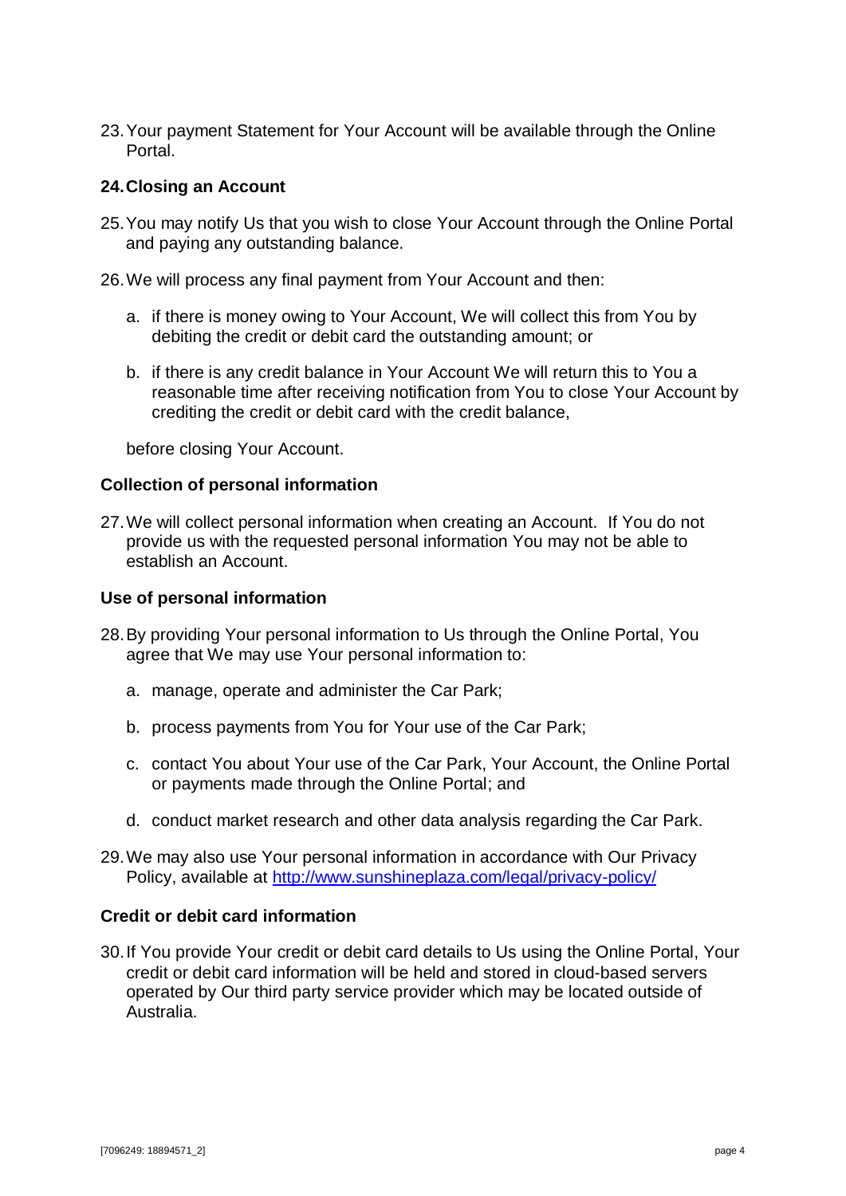23. Your payment Statement for Your Account will be available through the Online Portal.

## 24. Closing an Account

25. You may notify Us that you wish to close Your Account through the Online Portal and paying any outstanding balance.

26. We will process any final payment from Your Account and then:

    a. if there is money owing to Your Account, We will collect this from You by debiting the credit or debit card the outstanding amount; or

    b. if there is any credit balance in Your Account We will return this to You a reasonable time after receiving notification from You to close Your Account by crediting the credit or debit card with the credit balance,

    before closing Your Account.

**Collection of personal information**

27. We will collect personal information when creating an Account. If You do not provide us with the requested personal information You may not be able to establish an Account.

**Use of personal information**

28. By providing Your personal information to Us through the Online Portal, You agree that We may use Your personal information to:

    a. manage, operate and administer the Car Park;

    b. process payments from You for Your use of the Car Park;

    c. contact You about Your use of the Car Park, Your Account, the Online Portal or payments made through the Online Portal; and

    d. conduct market research and other data analysis regarding the Car Park.

29. We may also use Your personal information in accordance with Our Privacy Policy, available at [http://www.sunshineplaza.com/legal/privacy-policy/](http://www.sunshineplaza.com/legal/privacy-policy/)

**Credit or debit card information**

30. If You provide Your credit or debit card details to Us using the Online Portal, Your credit or debit card information will be held and stored in cloud-based servers operated by Our third party service provider which may be located outside of Australia.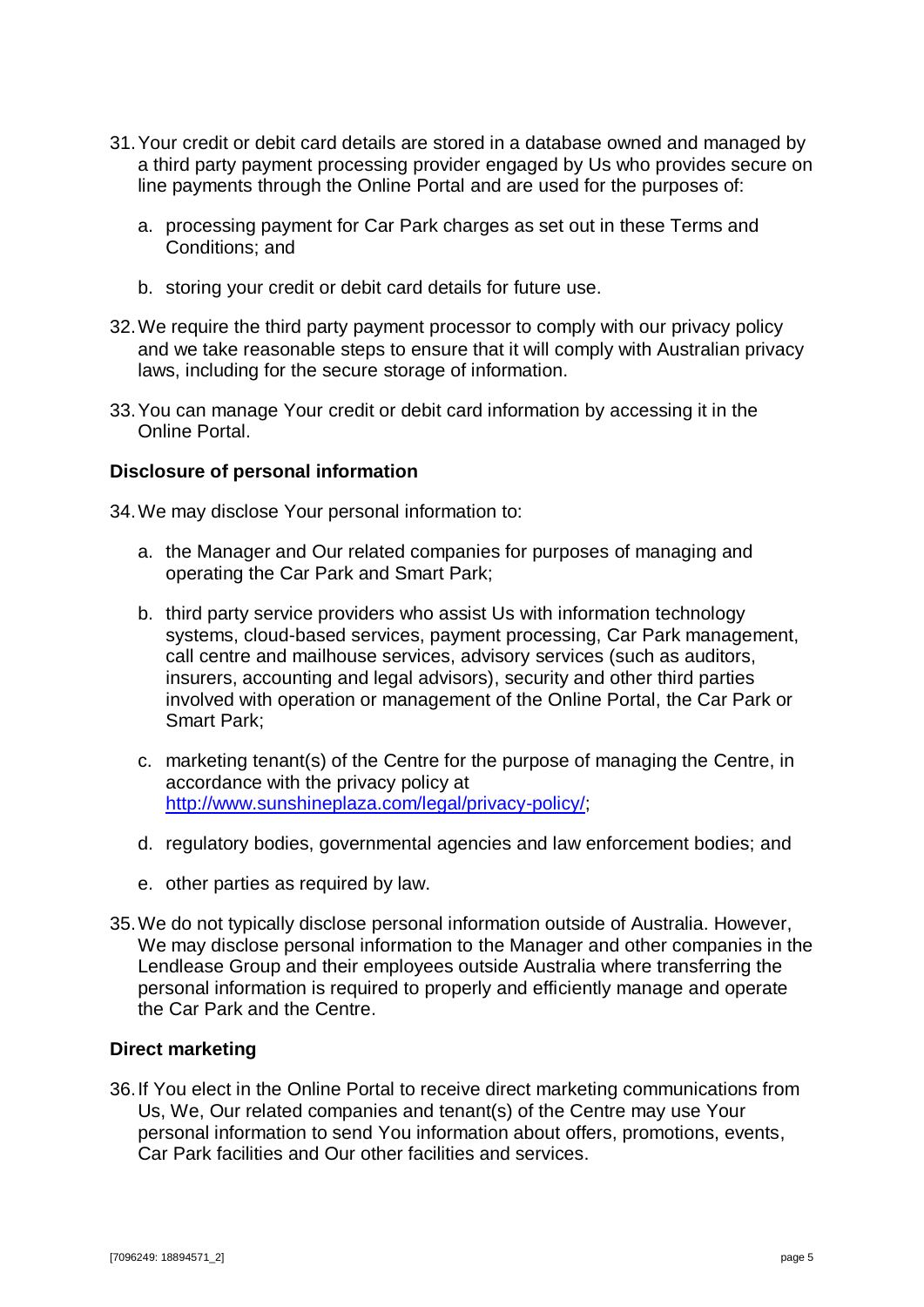31. Your credit or debit card details are stored in a database owned and managed by a third party payment processing provider engaged by Us who provides secure on line payments through the Online Portal and are used for the purposes of:

    a. processing payment for Car Park charges as set out in these Terms and Conditions; and

    b. storing your credit or debit card details for future use.

32. We require the third party payment processor to comply with our privacy policy and we take reasonable steps to ensure that it will comply with Australian privacy laws, including for the secure storage of information.

33. You can manage Your credit or debit card information by accessing it in the Online Portal.

**Disclosure of personal information**

34. We may disclose Your personal information to:

    a. the Manager and Our related companies for purposes of managing and operating the Car Park and Smart Park;

    b. third party service providers who assist Us with information technology systems, cloud-based services, payment processing, Car Park management, call centre and mailhouse services, advisory services (such as auditors, insurers, accounting and legal advisors), security and other third parties involved with operation or management of the Online Portal, the Car Park or Smart Park;

    c. marketing tenant(s) of the Centre for the purpose of managing the Centre, in accordance with the privacy policy at [http://www.sunshineplaza.com/legal/privacy-policy/](http://www.sunshineplaza.com/legal/privacy-policy/);

    d. regulatory bodies, governmental agencies and law enforcement bodies; and

    e. other parties as required by law.

35. We do not typically disclose personal information outside of Australia. However, We may disclose personal information to the Manager and other companies in the Lendlease Group and their employees outside Australia where transferring the personal information is required to properly and efficiently manage and operate the Car Park and the Centre.

**Direct marketing**

36. If You elect in the Online Portal to receive direct marketing communications from Us, We, Our related companies and tenant(s) of the Centre may use Your personal information to send You information about offers, promotions, events, Car Park facilities and Our other facilities and services.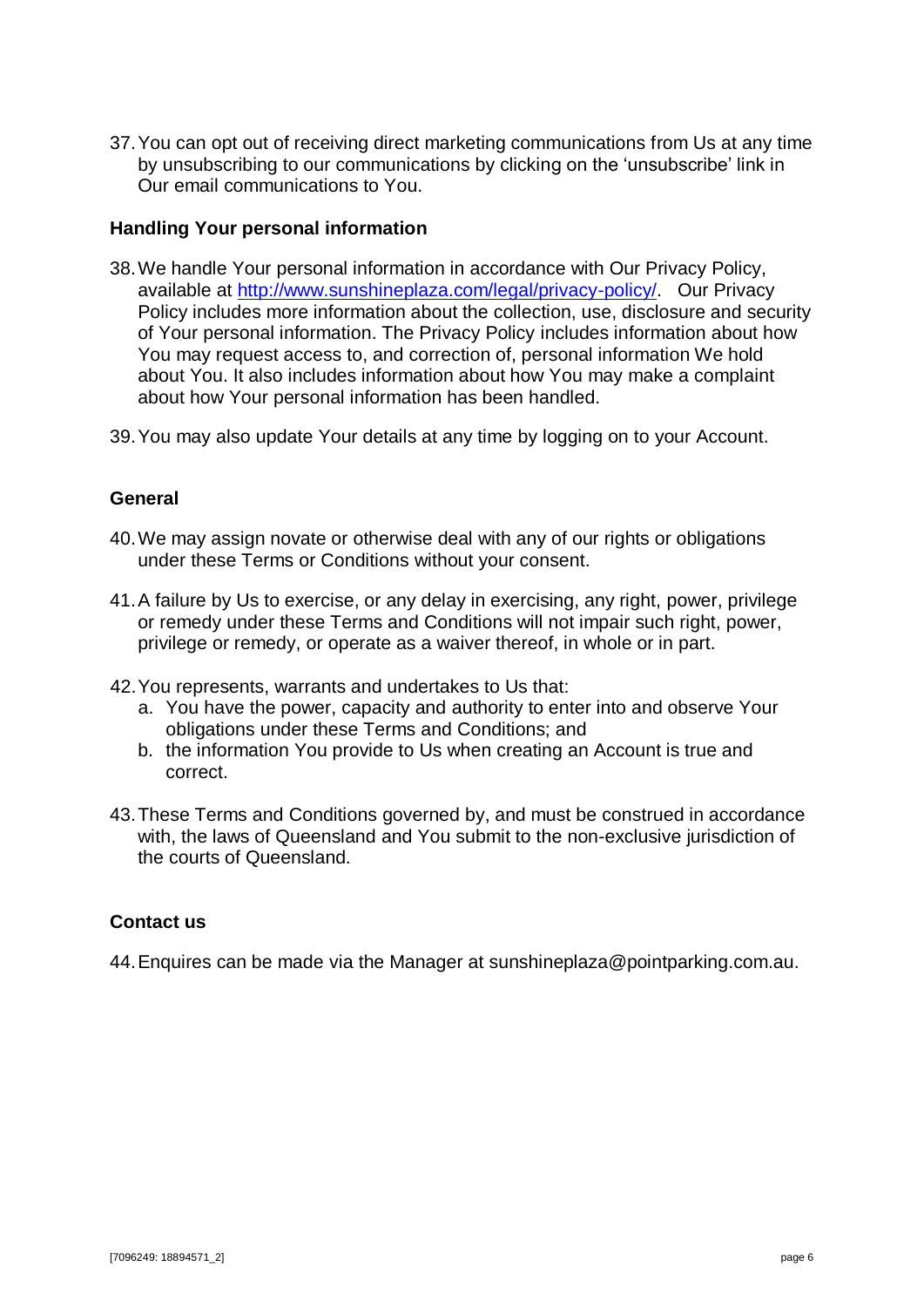37. You can opt out of receiving direct marketing communications from Us at any time by unsubscribing to our communications by clicking on the 'unsubscribe' link in Our email communications to You.

### Handling Your personal information

38. We handle Your personal information in accordance with Our Privacy Policy, available at [http://www.sunshineplaza.com/legal/privacy-policy/](http://www.sunshineplaza.com/legal/privacy-policy/). Our Privacy Policy includes more information about the collection, use, disclosure and security of Your personal information. The Privacy Policy includes information about how You may request access to, and correction of, personal information We hold about You. It also includes information about how You may make a complaint about how Your personal information has been handled.

39. You may also update Your details at any time by logging on to your Account.

### General

40. We may assign novate or otherwise deal with any of our rights or obligations under these Terms or Conditions without your consent.

41. A failure by Us to exercise, or any delay in exercising, any right, power, privilege or remedy under these Terms and Conditions will not impair such right, power, privilege or remedy, or operate as a waiver thereof, in whole or in part.

42. You represents, warrants and undertakes to Us that:
    a. You have the power, capacity and authority to enter into and observe Your obligations under these Terms and Conditions; and
    b. the information You provide to Us when creating an Account is true and correct.

43. These Terms and Conditions governed by, and must be construed in accordance with, the laws of Queensland and You submit to the non-exclusive jurisdiction of the courts of Queensland.

### Contact us

44. Enquires can be made via the Manager at sunshineplaza@pointparking.com.au.